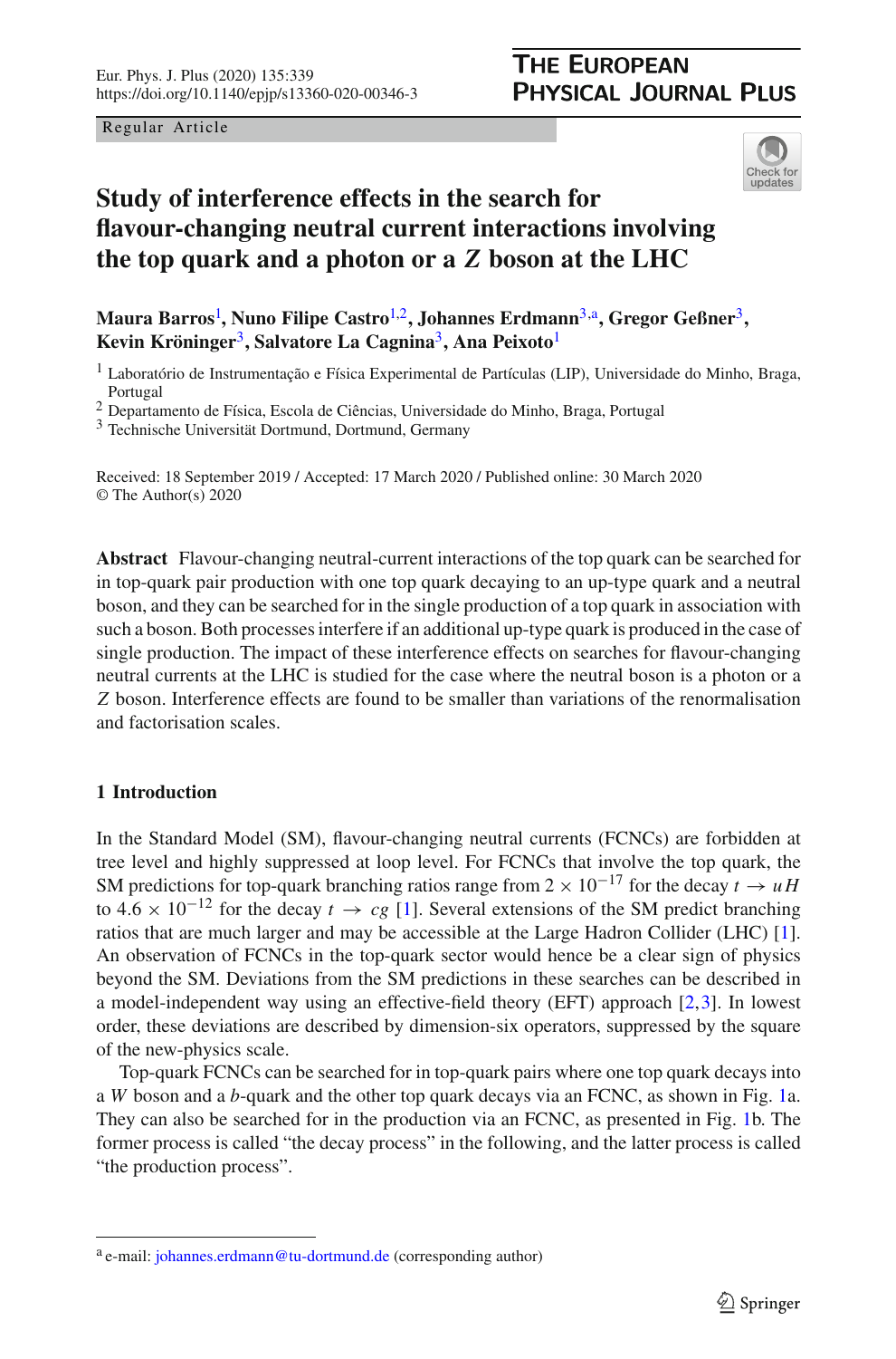Regular Article

# Study of interference effects in the search for flavour-changing neutral current interactions involving the top quark and a photon or a $Z$ boson at the LHC

**Maura Barros**[1], **Nuno Filipe Castro**[1,2], **Johannes Erdmann**[3,a], **Gregor Geßner**[3], **Kevin Kröninger**[3], **Salvatore La Cagnina**[3], **Ana Peixoto**[1]

[1] Laboratório de Instrumentação e Física Experimental de Partículas (LIP), Universidade do Minho, Braga, Portugal
[2] Departamento de Física, Escola de Ciências, Universidade do Minho, Braga, Portugal
[3] Technische Universität Dortmund, Dortmund, Germany

Received: 18 September 2019 / Accepted: 17 March 2020 / Published online: 30 March 2020
© The Author(s) 2020

**Abstract** Flavour-changing neutral-current interactions of the top quark can be searched for in top-quark pair production with one top quark decaying to an up-type quark and a neutral boson, and they can be searched for in the single production of a top quark in association with such a boson. Both processes interfere if an additional up-type quark is produced in the case of single production. The impact of these interference effects on searches for flavour-changing neutral currents at the LHC is studied for the case where the neutral boson is a photon or a $Z$ boson. Interference effects are found to be smaller than variations of the renormalisation and factorisation scales.

## 1 Introduction

In the Standard Model (SM), flavour-changing neutral currents (FCNCs) are forbidden at tree level and highly suppressed at loop level. For FCNCs that involve the top quark, the SM predictions for top-quark branching ratios range from $2 \times 10^{-17}$ for the decay $t \rightarrow uH$ to $4.6 \times 10^{-12}$ for the decay $t \rightarrow cg$ [1]. Several extensions of the SM predict branching ratios that are much larger and may be accessible at the Large Hadron Collider (LHC) [1]. An observation of FCNCs in the top-quark sector would hence be a clear sign of physics beyond the SM. Deviations from the SM predictions in these searches can be described in a model-independent way using an effective-field theory (EFT) approach [2,3]. In lowest order, these deviations are described by dimension-six operators, suppressed by the square of the new-physics scale.

Top-quark FCNCs can be searched for in top-quark pairs where one top quark decays into a $W$ boson and a $b$-quark and the other top quark decays via an FCNC, as shown in Fig. 1a. They can also be searched for in the production via an FCNC, as presented in Fig. 1b. The former process is called "the decay process" in the following, and the latter process is called "the production process".

[a] e-mail: johannes.erdmann@tu-dortmund.de (corresponding author)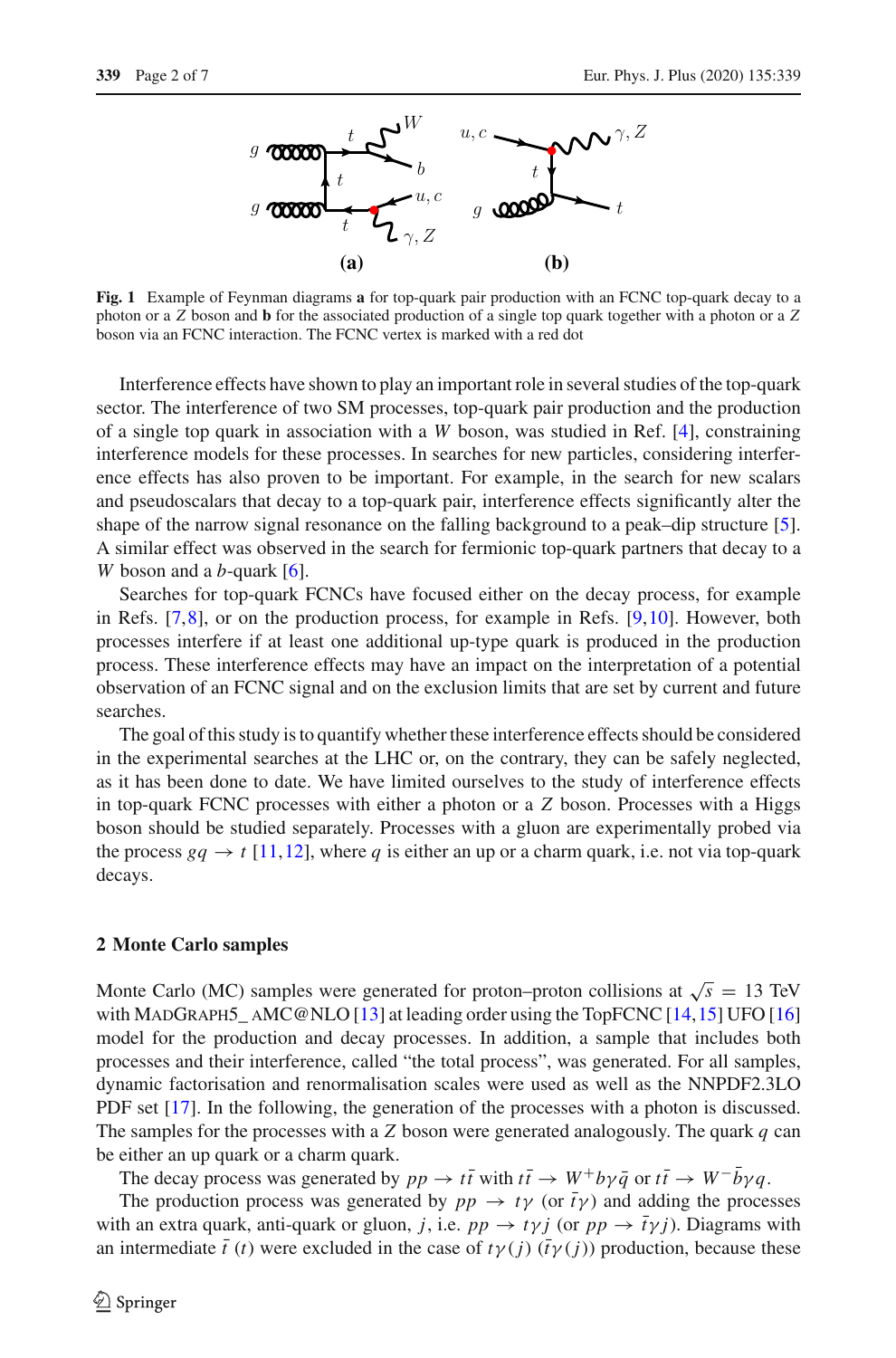**Fig. 1** Example of Feynman diagrams **a** for top-quark pair production with an FCNC top-quark decay to a photon or a $Z$ boson and **b** for the associated production of a single top quark together with a photon or a $Z$ boson via an FCNC interaction. The FCNC vertex is marked with a red dot

Interference effects have shown to play an important role in several studies of the top-quark sector. The interference of two SM processes, top-quark pair production and the production of a single top quark in association with a $W$ boson, was studied in Ref. [4], constraining interference models for these processes. In searches for new particles, considering interference effects has also proven to be important. For example, in the search for new scalars and pseudoscalars that decay to a top-quark pair, interference effects significantly alter the shape of the narrow signal resonance on the falling background to a peak–dip structure [5]. A similar effect was observed in the search for fermionic top-quark partners that decay to a $W$ boson and a $b$-quark [6].

Searches for top-quark FCNCs have focused either on the decay process, for example in Refs. [7,8], or on the production process, for example in Refs. [9,10]. However, both processes interfere if at least one additional up-type quark is produced in the production process. These interference effects may have an impact on the interpretation of a potential observation of an FCNC signal and on the exclusion limits that are set by current and future searches.

The goal of this study is to quantify whether these interference effects should be considered in the experimental searches at the LHC or, on the contrary, they can be safely neglected, as it has been done to date. We have limited ourselves to the study of interference effects in top-quark FCNC processes with either a photon or a $Z$ boson. Processes with a Higgs boson should be studied separately. Processes with a gluon are experimentally probed via the process $gq \to t$ [11,12], where $q$ is either an up or a charm quark, i.e. not via top-quark decays.

## 2 Monte Carlo samples

Monte Carlo (MC) samples were generated for proton–proton collisions at $\sqrt{s} = 13$ TeV with MadGraph5_ aMC@NLO [13] at leading order using the TopFCNC [14,15] UFO [16] model for the production and decay processes. In addition, a sample that includes both processes and their interference, called "the total process", was generated. For all samples, dynamic factorisation and renormalisation scales were used as well as the NNPDF2.3LO PDF set [17]. In the following, the generation of the processes with a photon is discussed. The samples for the processes with a $Z$ boson were generated analogously. The quark $q$ can be either an up quark or a charm quark.

The decay process was generated by $pp \to t\bar{t}$ with $t\bar{t} \to W^{+}b\gamma\bar{q}$ or $t\bar{t} \to W^{-}\bar{b}\gamma q$.

The production process was generated by $pp \to t\gamma$ (or $\bar{t}\gamma$) and adding the processes with an extra quark, anti-quark or gluon, $j$, i.e. $pp \to t\gamma j$ (or $pp \to \bar{t}\gamma j$). Diagrams with an intermediate $\bar{t}$ ($t$) were excluded in the case of $t\gamma(j)$ ($\bar{t}\gamma(j)$) production, because these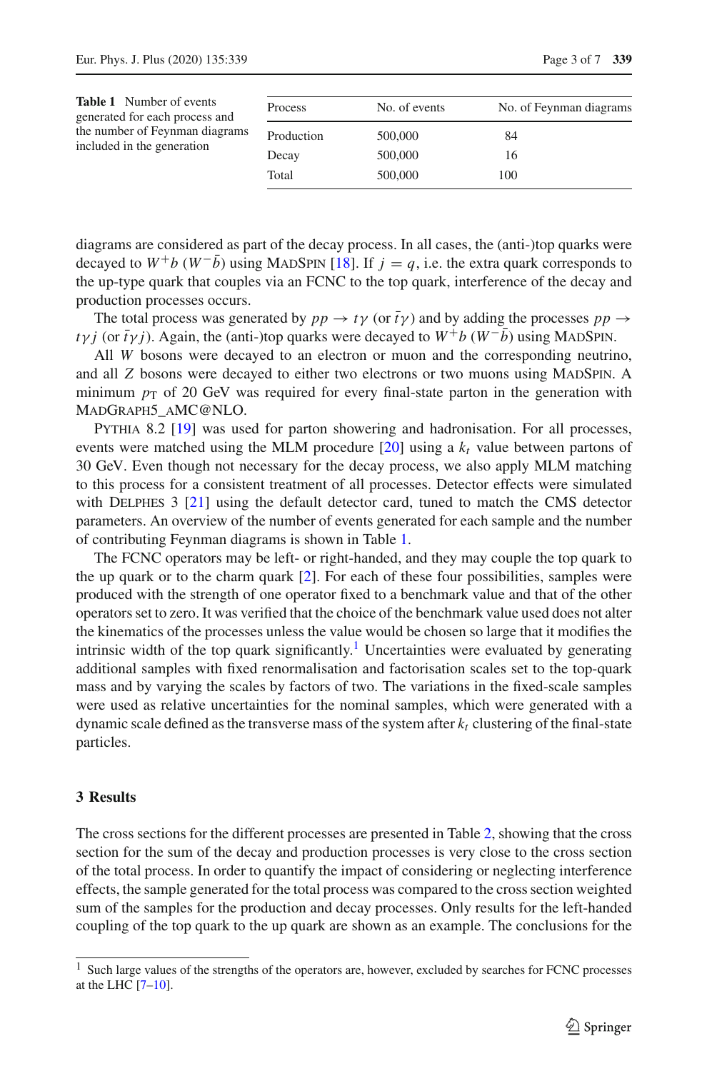**Table 1** Number of events generated for each process and the number of Feynman diagrams included in the generation

| Process | No. of events | No. of Feynman diagrams |
|---|---|---|
| Production | 500,000 | 84 |
| Decay | 500,000 | 16 |
| Total | 500,000 | 100 |

diagrams are considered as part of the decay process. In all cases, the (anti-)top quarks were decayed to $W^+b$ ($W^-\bar{b}$) using MadSpin [18]. If $j = q$, i.e. the extra quark corresponds to the up-type quark that couples via an FCNC to the top quark, interference of the decay and production processes occurs.

The total process was generated by $pp \to t\gamma$ (or $\bar{t}\gamma$) and by adding the processes $pp \to t\gamma j$ (or $\bar{t}\gamma j$). Again, the (anti-)top quarks were decayed to $W^+b$ ($W^-\bar{b}$) using MadSpin.

All $W$ bosons were decayed to an electron or muon and the corresponding neutrino, and all $Z$ bosons were decayed to either two electrons or two muons using MadSpin. A minimum $p_{\mathrm{T}}$ of 20 GeV was required for every final-state parton in the generation with MadGraph5_aMC@NLO.

Pythia 8.2 [19] was used for parton showering and hadronisation. For all processes, events were matched using the MLM procedure [20] using a $k_t$ value between partons of 30 GeV. Even though not necessary for the decay process, we also apply MLM matching to this process for a consistent treatment of all processes. Detector effects were simulated with Delphes 3 [21] using the default detector card, tuned to match the CMS detector parameters. An overview of the number of events generated for each sample and the number of contributing Feynman diagrams is shown in Table 1.

The FCNC operators may be left- or right-handed, and they may couple the top quark to the up quark or to the charm quark [2]. For each of these four possibilities, samples were produced with the strength of one operator fixed to a benchmark value and that of the other operators set to zero. It was verified that the choice of the benchmark value used does not alter the kinematics of the processes unless the value would be chosen so large that it modifies the intrinsic width of the top quark significantly.[1] Uncertainties were evaluated by generating additional samples with fixed renormalisation and factorisation scales set to the top-quark mass and by varying the scales by factors of two. The variations in the fixed-scale samples were used as relative uncertainties for the nominal samples, which were generated with a dynamic scale defined as the transverse mass of the system after $k_t$ clustering of the final-state particles.

## 3 Results

The cross sections for the different processes are presented in Table 2, showing that the cross section for the sum of the decay and production processes is very close to the cross section of the total process. In order to quantify the impact of considering or neglecting interference effects, the sample generated for the total process was compared to the cross section weighted sum of the samples for the production and decay processes. Only results for the left-handed coupling of the top quark to the up quark are shown as an example. The conclusions for the

[1] Such large values of the strengths of the operators are, however, excluded by searches for FCNC processes at the LHC [7–10].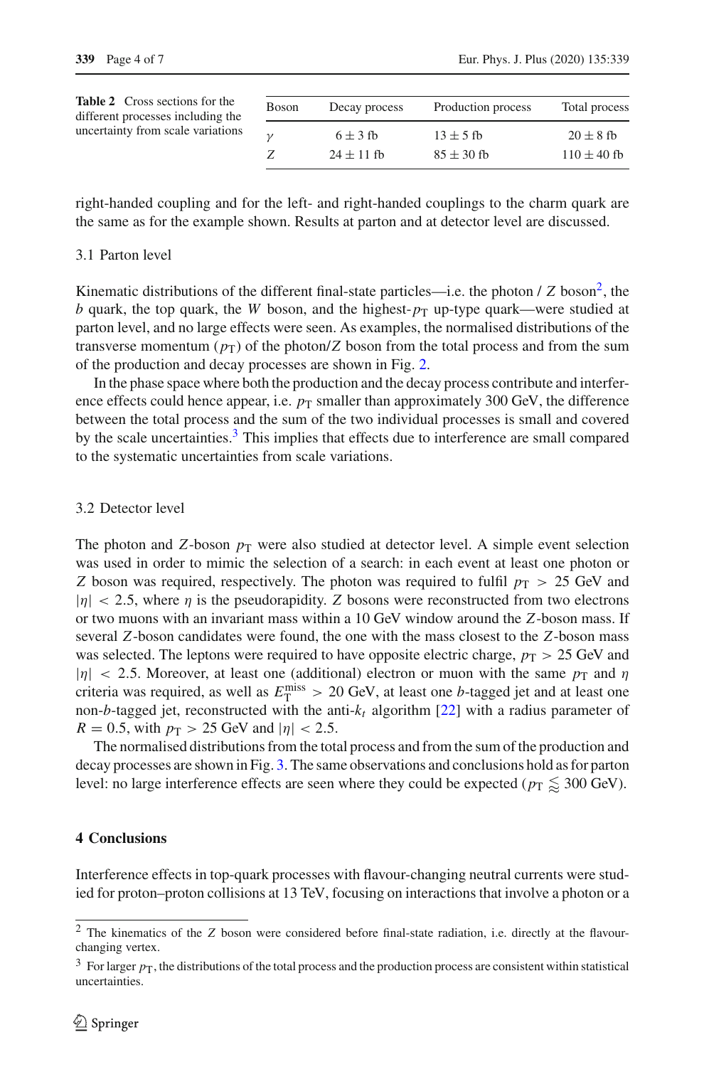**Table 2** Cross sections for the different processes including the uncertainty from scale variations

| Boson | Decay process | Production process | Total process |
|---|---|---|---|
| $\gamma$ | $6 \pm 3$ fb | $13 \pm 5$ fb | $20 \pm 8$ fb |
| $Z$ | $24 \pm 11$ fb | $85 \pm 30$ fb | $110 \pm 40$ fb |

right-handed coupling and for the left- and right-handed couplings to the charm quark are the same as for the example shown. Results at parton and at detector level are discussed.

### 3.1 Parton level

Kinematic distributions of the different final-state particles—i.e. the photon / $Z$ boson[2], the $b$ quark, the top quark, the $W$ boson, and the highest-$p_{\mathrm{T}}$ up-type quark—were studied at parton level, and no large effects were seen. As examples, the normalised distributions of the transverse momentum ($p_{\mathrm{T}}$) of the photon/$Z$ boson from the total process and from the sum of the production and decay processes are shown in Fig. 2.

In the phase space where both the production and the decay process contribute and interference effects could hence appear, i.e. $p_{\mathrm{T}}$ smaller than approximately 300 GeV, the difference between the total process and the sum of the two individual processes is small and covered by the scale uncertainties.[3] This implies that effects due to interference are small compared to the systematic uncertainties from scale variations.

### 3.2 Detector level

The photon and $Z$-boson $p_{\mathrm{T}}$ were also studied at detector level. A simple event selection was used in order to mimic the selection of a search: in each event at least one photon or $Z$ boson was required, respectively. The photon was required to fulfil $p_{\mathrm{T}} > 25$ GeV and $|\eta| < 2.5$, where $\eta$ is the pseudorapidity. $Z$ bosons were reconstructed from two electrons or two muons with an invariant mass within a 10 GeV window around the $Z$-boson mass. If several $Z$-boson candidates were found, the one with the mass closest to the $Z$-boson mass was selected. The leptons were required to have opposite electric charge, $p_{\mathrm{T}} > 25$ GeV and $|\eta| < 2.5$. Moreover, at least one (additional) electron or muon with the same $p_{\mathrm{T}}$ and $\eta$ criteria was required, as well as $E_{\mathrm{T}}^{\mathrm{miss}} > 20$ GeV, at least one $b$-tagged jet and at least one non-$b$-tagged jet, reconstructed with the anti-$k_t$ algorithm [22] with a radius parameter of $R = 0.5$, with $p_{\mathrm{T}} > 25$ GeV and $|\eta| < 2.5$.

The normalised distributions from the total process and from the sum of the production and decay processes are shown in Fig. 3. The same observations and conclusions hold as for parton level: no large interference effects are seen where they could be expected ($p_{\mathrm{T}} \lessapprox 300$ GeV).

## 4 Conclusions

Interference effects in top-quark processes with flavour-changing neutral currents were studied for proton–proton collisions at 13 TeV, focusing on interactions that involve a photon or a

---

[2] The kinematics of the $Z$ boson were considered before final-state radiation, i.e. directly at the flavour-changing vertex.

[3] For larger $p_{\mathrm{T}}$, the distributions of the total process and the production process are consistent within statistical uncertainties.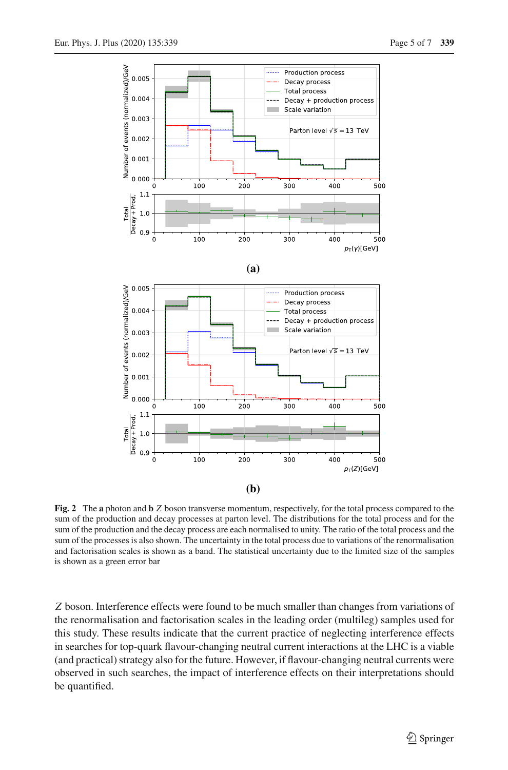**(a)**

**(b)**

**Fig. 2** The **a** photon and **b** $Z$ boson transverse momentum, respectively, for the total process compared to the sum of the production and decay processes at parton level. The distributions for the total process and for the sum of the production and the decay process are each normalised to unity. The ratio of the total process and the sum of the processes is also shown. The uncertainty in the total process due to variations of the renormalisation and factorisation scales is shown as a band. The statistical uncertainty due to the limited size of the samples is shown as a green error bar

$Z$ boson. Interference effects were found to be much smaller than changes from variations of the renormalisation and factorisation scales in the leading order (multileg) samples used for this study. These results indicate that the current practice of neglecting interference effects in searches for top-quark flavour-changing neutral current interactions at the LHC is a viable (and practical) strategy also for the future. However, if flavour-changing neutral currents were observed in such searches, the impact of interference effects on their interpretations should be quantified.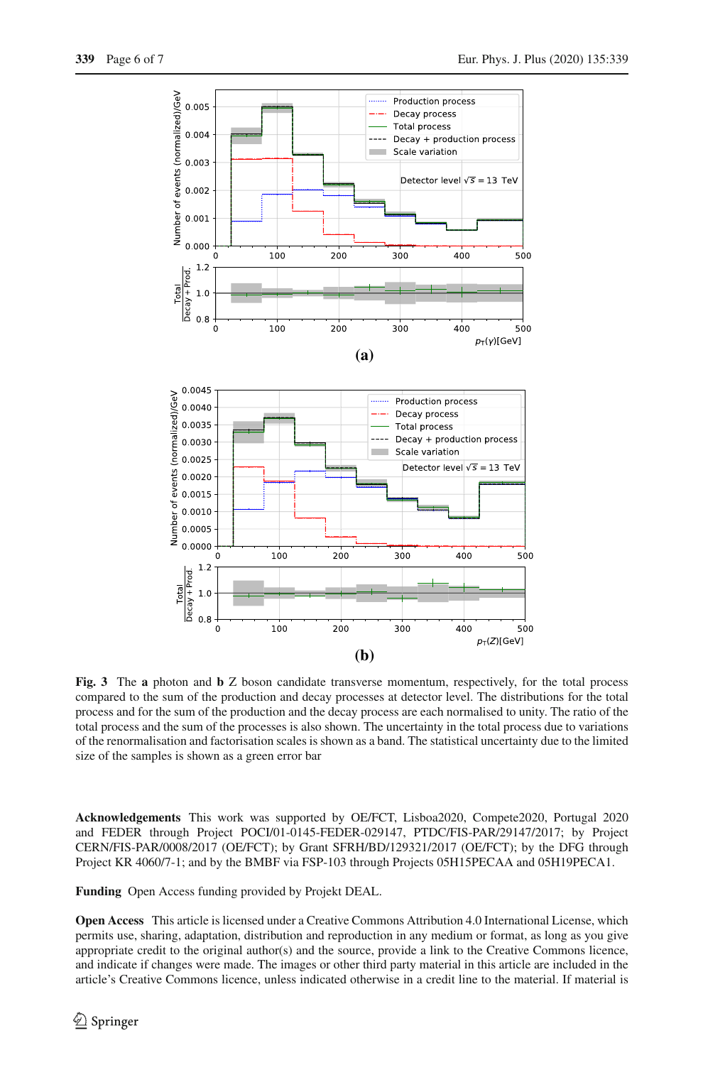**Fig. 3** The **a** photon and **b** Z boson candidate transverse momentum, respectively, for the total process compared to the sum of the production and decay processes at detector level. The distributions for the total process and for the sum of the production and the decay process are each normalised to unity. The ratio of the total process and the sum of the processes is also shown. The uncertainty in the total process due to variations of the renormalisation and factorisation scales is shown as a band. The statistical uncertainty due to the limited size of the samples is shown as a green error bar

**Acknowledgements** This work was supported by OE/FCT, Lisboa2020, Compete2020, Portugal 2020 and FEDER through Project POCI/01-0145-FEDER-029147, PTDC/FIS-PAR/29147/2017; by Project CERN/FIS-PAR/0008/2017 (OE/FCT); by Grant SFRH/BD/129321/2017 (OE/FCT); by the DFG through Project KR 4060/7-1; and by the BMBF via FSP-103 through Projects 05H15PECAA and 05H19PECA1.

**Funding** Open Access funding provided by Projekt DEAL.

**Open Access** This article is licensed under a Creative Commons Attribution 4.0 International License, which permits use, sharing, adaptation, distribution and reproduction in any medium or format, as long as you give appropriate credit to the original author(s) and the source, provide a link to the Creative Commons licence, and indicate if changes were made. The images or other third party material in this article are included in the article's Creative Commons licence, unless indicated otherwise in a credit line to the material. If material is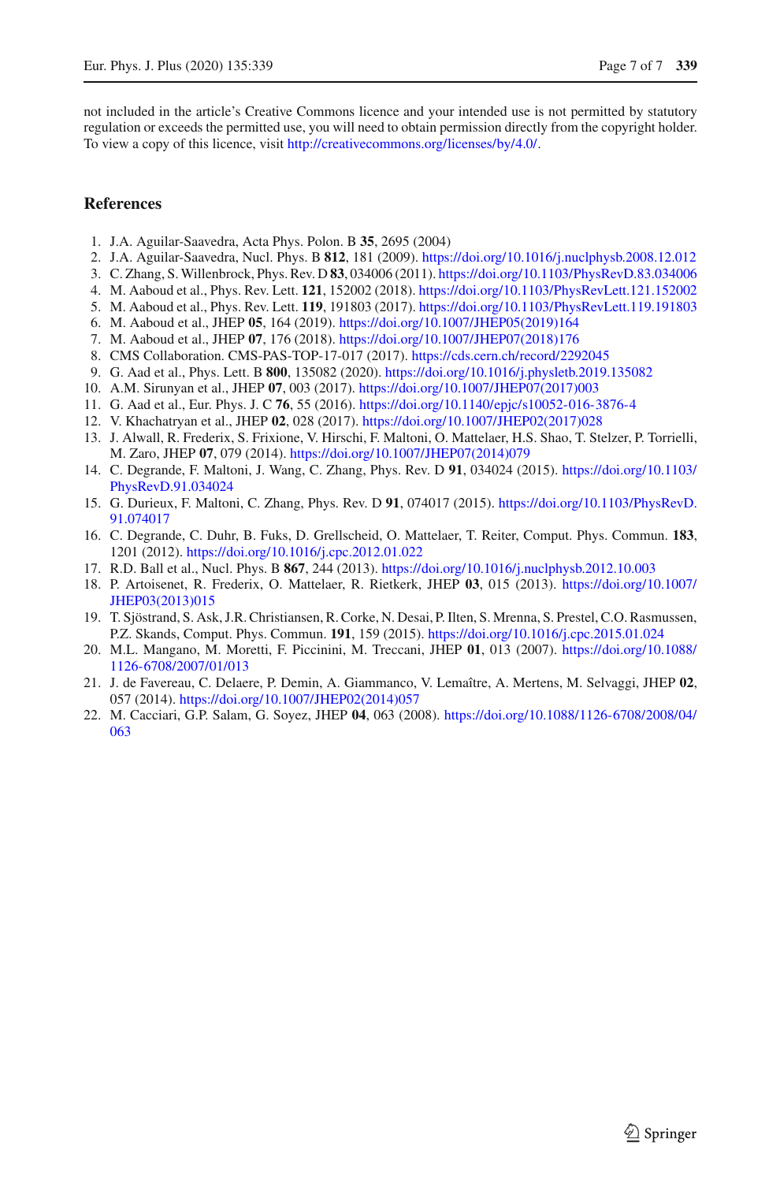not included in the article's Creative Commons licence and your intended use is not permitted by statutory regulation or exceeds the permitted use, you will need to obtain permission directly from the copyright holder. To view a copy of this licence, visit http://creativecommons.org/licenses/by/4.0/.

## References

1. J.A. Aguilar-Saavedra, Acta Phys. Polon. B **35**, 2695 (2004)
2. J.A. Aguilar-Saavedra, Nucl. Phys. B **812**, 181 (2009). https://doi.org/10.1016/j.nuclphysb.2008.12.012
3. C. Zhang, S. Willenbrock, Phys. Rev. D **83**, 034006 (2011). https://doi.org/10.1103/PhysRevD.83.034006
4. M. Aaboud et al., Phys. Rev. Lett. **121**, 152002 (2018). https://doi.org/10.1103/PhysRevLett.121.152002
5. M. Aaboud et al., Phys. Rev. Lett. **119**, 191803 (2017). https://doi.org/10.1103/PhysRevLett.119.191803
6. M. Aaboud et al., JHEP **05**, 164 (2019). https://doi.org/10.1007/JHEP05(2019)164
7. M. Aaboud et al., JHEP **07**, 176 (2018). https://doi.org/10.1007/JHEP07(2018)176
8. CMS Collaboration. CMS-PAS-TOP-17-017 (2017). https://cds.cern.ch/record/2292045
9. G. Aad et al., Phys. Lett. B **800**, 135082 (2020). https://doi.org/10.1016/j.physletb.2019.135082
10. A.M. Sirunyan et al., JHEP **07**, 003 (2017). https://doi.org/10.1007/JHEP07(2017)003
11. G. Aad et al., Eur. Phys. J. C **76**, 55 (2016). https://doi.org/10.1140/epjc/s10052-016-3876-4
12. V. Khachatryan et al., JHEP **02**, 028 (2017). https://doi.org/10.1007/JHEP02(2017)028
13. J. Alwall, R. Frederix, S. Frixione, V. Hirschi, F. Maltoni, O. Mattelaer, H.S. Shao, T. Stelzer, P. Torrielli, M. Zaro, JHEP **07**, 079 (2014). https://doi.org/10.1007/JHEP07(2014)079
14. C. Degrande, F. Maltoni, J. Wang, C. Zhang, Phys. Rev. D **91**, 034024 (2015). https://doi.org/10.1103/PhysRevD.91.034024
15. G. Durieux, F. Maltoni, C. Zhang, Phys. Rev. D **91**, 074017 (2015). https://doi.org/10.1103/PhysRevD.91.074017
16. C. Degrande, C. Duhr, B. Fuks, D. Grellscheid, O. Mattelaer, T. Reiter, Comput. Phys. Commun. **183**, 1201 (2012). https://doi.org/10.1016/j.cpc.2012.01.022
17. R.D. Ball et al., Nucl. Phys. B **867**, 244 (2013). https://doi.org/10.1016/j.nuclphysb.2012.10.003
18. P. Artoisenet, R. Frederix, O. Mattelaer, R. Rietkerk, JHEP **03**, 015 (2013). https://doi.org/10.1007/JHEP03(2013)015
19. T. Sjöstrand, S. Ask, J.R. Christiansen, R. Corke, N. Desai, P. Ilten, S. Mrenna, S. Prestel, C.O. Rasmussen, P.Z. Skands, Comput. Phys. Commun. **191**, 159 (2015). https://doi.org/10.1016/j.cpc.2015.01.024
20. M.L. Mangano, M. Moretti, F. Piccinini, M. Treccani, JHEP **01**, 013 (2007). https://doi.org/10.1088/1126-6708/2007/01/013
21. J. de Favereau, C. Delaere, P. Demin, A. Giammanco, V. Lemaître, A. Mertens, M. Selvaggi, JHEP **02**, 057 (2014). https://doi.org/10.1007/JHEP02(2014)057
22. M. Cacciari, G.P. Salam, G. Soyez, JHEP **04**, 063 (2008). https://doi.org/10.1088/1126-6708/2008/04/063